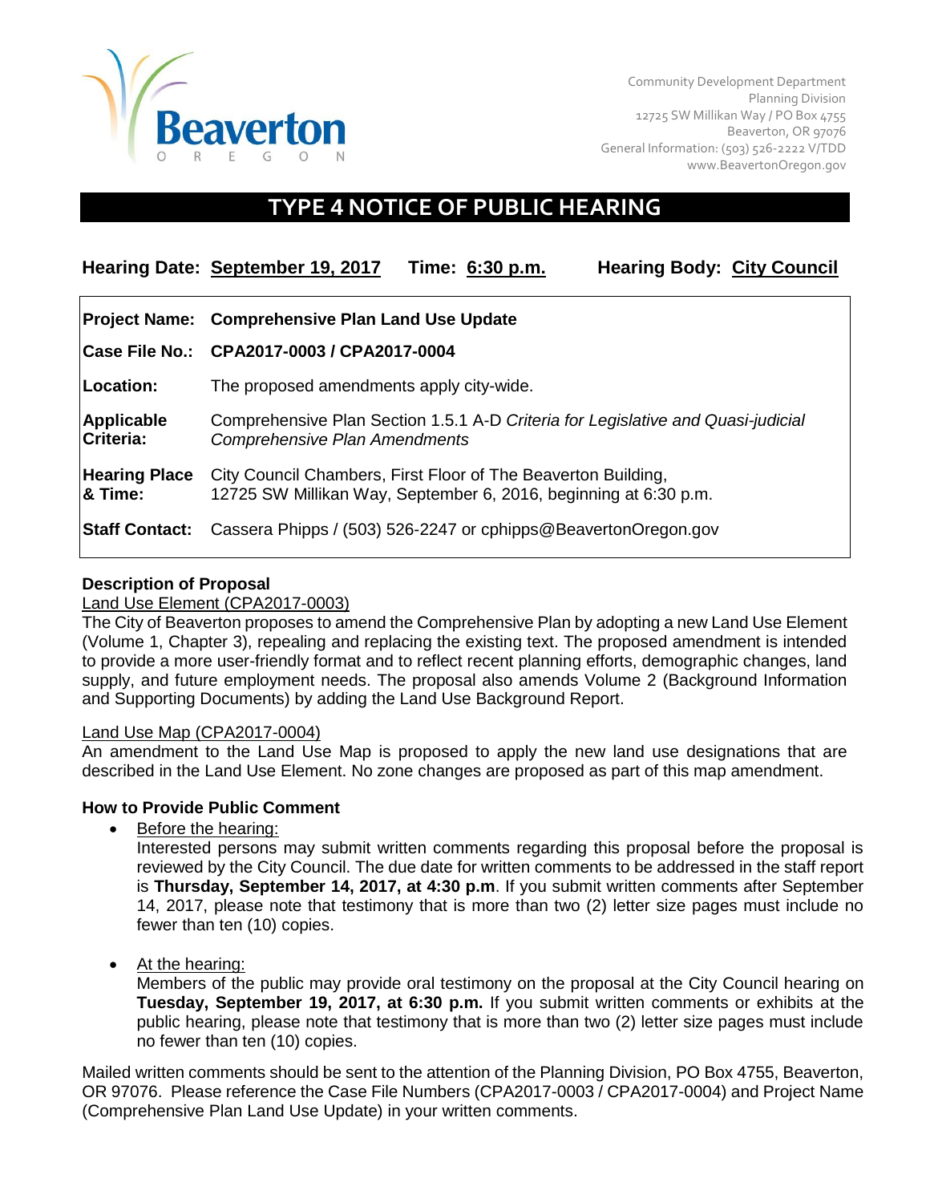Community Development Department
Planning Division
12725 SW Millikan Way / PO Box 4755
Beaverton, OR 97076
General Information: (503) 526-2222 V/TDD
www.BeavertonOregon.gov

# TYPE 4 NOTICE OF PUBLIC HEARING

**Hearing Date:** **September 19, 2017** **Time:** **6:30 p.m.** **Hearing Body:** **City Council**

| | |
|---|---|
| **Project Name:** | **Comprehensive Plan Land Use Update** |
| **Case File No.:** | **CPA2017-0003 / CPA2017-0004** |
| **Location:** | The proposed amendments apply city-wide. |
| **Applicable Criteria:** | Comprehensive Plan Section 1.5.1 A-D *Criteria for Legislative and Quasi-judicial Comprehensive Plan Amendments* |
| **Hearing Place & Time:** | City Council Chambers, First Floor of The Beaverton Building, 12725 SW Millikan Way, September 6, 2016, beginning at 6:30 p.m. |
| **Staff Contact:** | Cassera Phipps / (503) 526-2247 or cphipps@BeavertonOregon.gov |

**Description of Proposal**

Land Use Element (CPA2017-0003)

The City of Beaverton proposes to amend the Comprehensive Plan by adopting a new Land Use Element (Volume 1, Chapter 3), repealing and replacing the existing text. The proposed amendment is intended to provide a more user-friendly format and to reflect recent planning efforts, demographic changes, land supply, and future employment needs. The proposal also amends Volume 2 (Background Information and Supporting Documents) by adding the Land Use Background Report.

Land Use Map (CPA2017-0004)

An amendment to the Land Use Map is proposed to apply the new land use designations that are described in the Land Use Element. No zone changes are proposed as part of this map amendment.

**How to Provide Public Comment**

- Before the hearing:
  Interested persons may submit written comments regarding this proposal before the proposal is reviewed by the City Council. The due date for written comments to be addressed in the staff report is **Thursday, September 14, 2017, at 4:30 p.m**. If you submit written comments after September 14, 2017, please note that testimony that is more than two (2) letter size pages must include no fewer than ten (10) copies.

- At the hearing:
  Members of the public may provide oral testimony on the proposal at the City Council hearing on **Tuesday, September 19, 2017, at 6:30 p.m.** If you submit written comments or exhibits at the public hearing, please note that testimony that is more than two (2) letter size pages must include no fewer than ten (10) copies.

Mailed written comments should be sent to the attention of the Planning Division, PO Box 4755, Beaverton, OR 97076. Please reference the Case File Numbers (CPA2017-0003 / CPA2017-0004) and Project Name (Comprehensive Plan Land Use Update) in your written comments.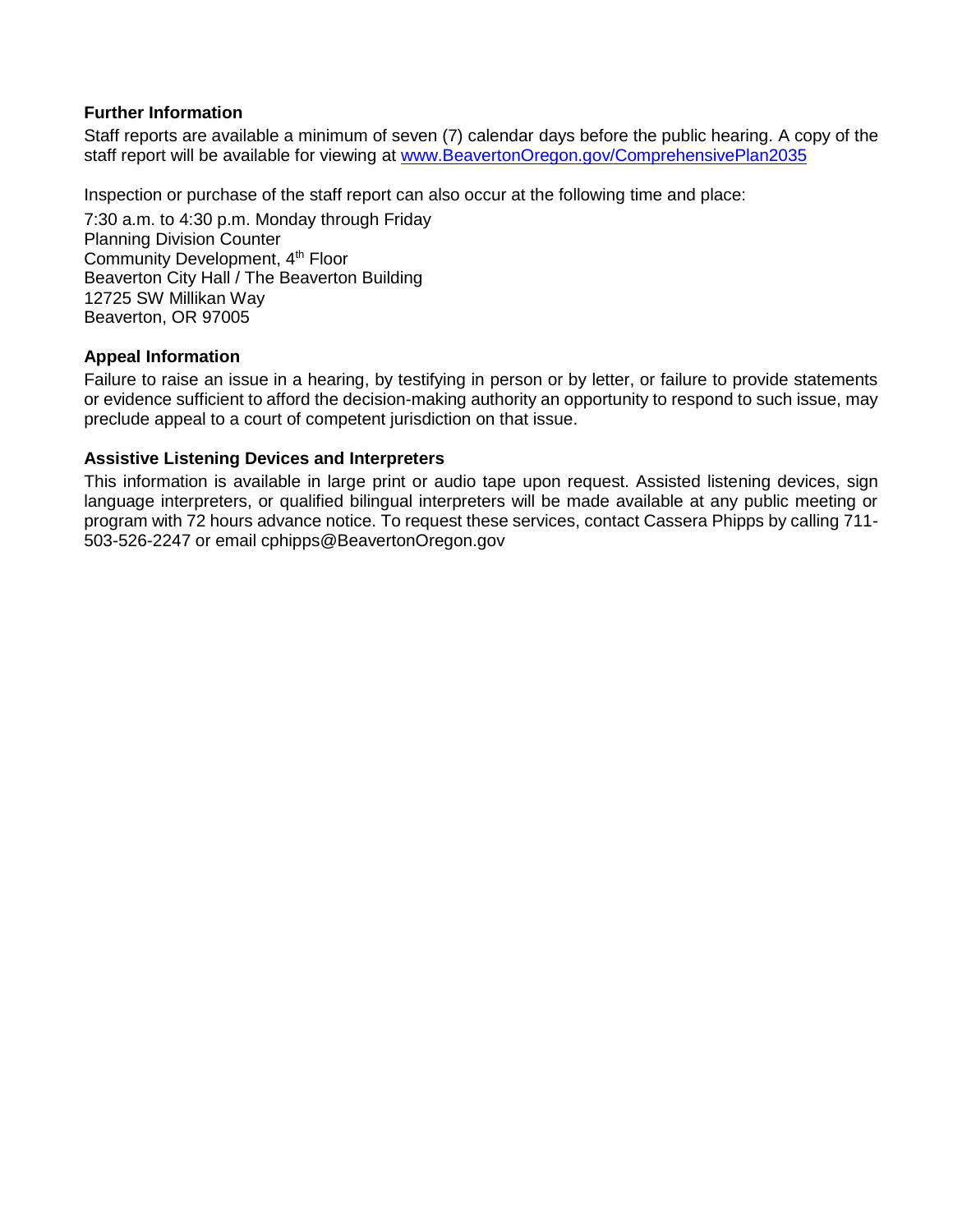**Further Information**

Staff reports are available a minimum of seven (7) calendar days before the public hearing. A copy of the staff report will be available for viewing at www.BeavertonOregon.gov/ComprehensivePlan2035

Inspection or purchase of the staff report can also occur at the following time and place:

7:30 a.m. to 4:30 p.m. Monday through Friday
Planning Division Counter
Community Development, 4th Floor
Beaverton City Hall / The Beaverton Building
12725 SW Millikan Way
Beaverton, OR 97005

**Appeal Information**

Failure to raise an issue in a hearing, by testifying in person or by letter, or failure to provide statements or evidence sufficient to afford the decision-making authority an opportunity to respond to such issue, may preclude appeal to a court of competent jurisdiction on that issue.

**Assistive Listening Devices and Interpreters**

This information is available in large print or audio tape upon request. Assisted listening devices, sign language interpreters, or qualified bilingual interpreters will be made available at any public meeting or program with 72 hours advance notice. To request these services, contact Cassera Phipps by calling 711-503-526-2247 or email cphipps@BeavertonOregon.gov